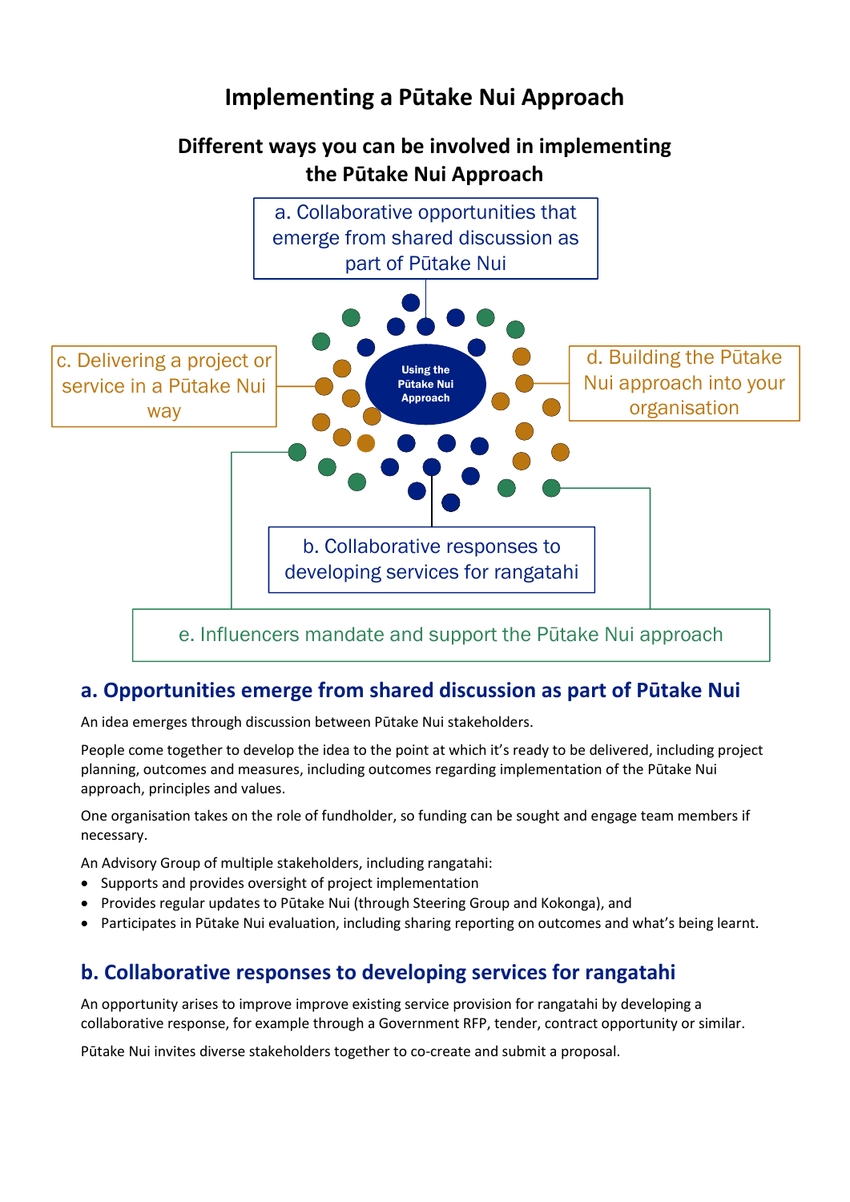# Implementing a Pūtake Nui Approach

## Different ways you can be involved in implementing the Pūtake Nui Approach

a. Collaborative opportunities that emerge from shared discussion as part of Pūtake Nui

c. Delivering a project or service in a Pūtake Nui way

Using the Pūtake Nui Approach

d. Building the Pūtake Nui approach into your organisation

b. Collaborative responses to developing services for rangatahi

e. Influencers mandate and support the Pūtake Nui approach

## a. Opportunities emerge from shared discussion as part of Pūtake Nui

An idea emerges through discussion between Pūtake Nui stakeholders.

People come together to develop the idea to the point at which it's ready to be delivered, including project planning, outcomes and measures, including outcomes regarding implementation of the Pūtake Nui approach, principles and values.

One organisation takes on the role of fundholder, so funding can be sought and engage team members if necessary.

An Advisory Group of multiple stakeholders, including rangatahi:

- Supports and provides oversight of project implementation
- Provides regular updates to Pūtake Nui (through Steering Group and Kokonga), and
- Participates in Pūtake Nui evaluation, including sharing reporting on outcomes and what's being learnt.

## b. Collaborative responses to developing services for rangatahi

An opportunity arises to improve improve existing service provision for rangatahi by developing a collaborative response, for example through a Government RFP, tender, contract opportunity or similar.

Pūtake Nui invites diverse stakeholders together to co-create and submit a proposal.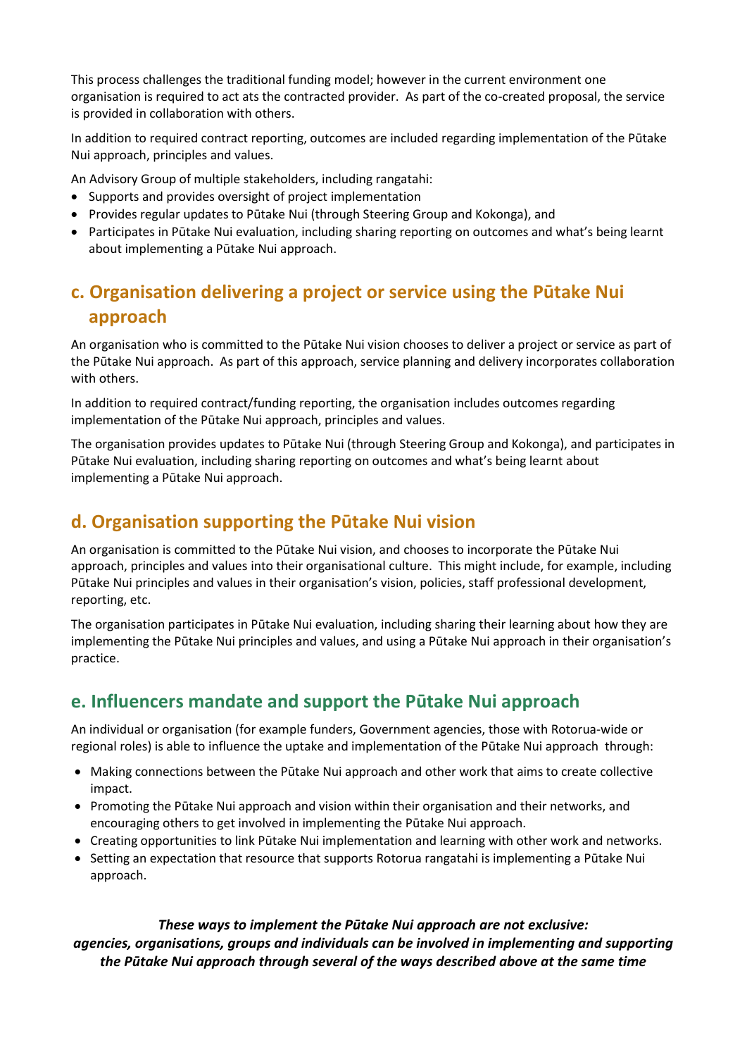This process challenges the traditional funding model; however in the current environment one organisation is required to act ats the contracted provider. As part of the co-created proposal, the service is provided in collaboration with others.

In addition to required contract reporting, outcomes are included regarding implementation of the Pūtake Nui approach, principles and values.

An Advisory Group of multiple stakeholders, including rangatahi:

- Supports and provides oversight of project implementation
- Provides regular updates to Pūtake Nui (through Steering Group and Kokonga), and
- Participates in Pūtake Nui evaluation, including sharing reporting on outcomes and what's being learnt about implementing a Pūtake Nui approach.

## c. Organisation delivering a project or service using the Pūtake Nui approach

An organisation who is committed to the Pūtake Nui vision chooses to deliver a project or service as part of the Pūtake Nui approach. As part of this approach, service planning and delivery incorporates collaboration with others.

In addition to required contract/funding reporting, the organisation includes outcomes regarding implementation of the Pūtake Nui approach, principles and values.

The organisation provides updates to Pūtake Nui (through Steering Group and Kokonga), and participates in Pūtake Nui evaluation, including sharing reporting on outcomes and what's being learnt about implementing a Pūtake Nui approach.

## d. Organisation supporting the Pūtake Nui vision

An organisation is committed to the Pūtake Nui vision, and chooses to incorporate the Pūtake Nui approach, principles and values into their organisational culture. This might include, for example, including Pūtake Nui principles and values in their organisation's vision, policies, staff professional development, reporting, etc.

The organisation participates in Pūtake Nui evaluation, including sharing their learning about how they are implementing the Pūtake Nui principles and values, and using a Pūtake Nui approach in their organisation's practice.

## e. Influencers mandate and support the Pūtake Nui approach

An individual or organisation (for example funders, Government agencies, those with Rotorua-wide or regional roles) is able to influence the uptake and implementation of the Pūtake Nui approach through:

- Making connections between the Pūtake Nui approach and other work that aims to create collective impact.
- Promoting the Pūtake Nui approach and vision within their organisation and their networks, and encouraging others to get involved in implementing the Pūtake Nui approach.
- Creating opportunities to link Pūtake Nui implementation and learning with other work and networks.
- Setting an expectation that resource that supports Rotorua rangatahi is implementing a Pūtake Nui approach.

***These ways to implement the Pūtake Nui approach are not exclusive: agencies, organisations, groups and individuals can be involved in implementing and supporting the Pūtake Nui approach through several of the ways described above at the same time***